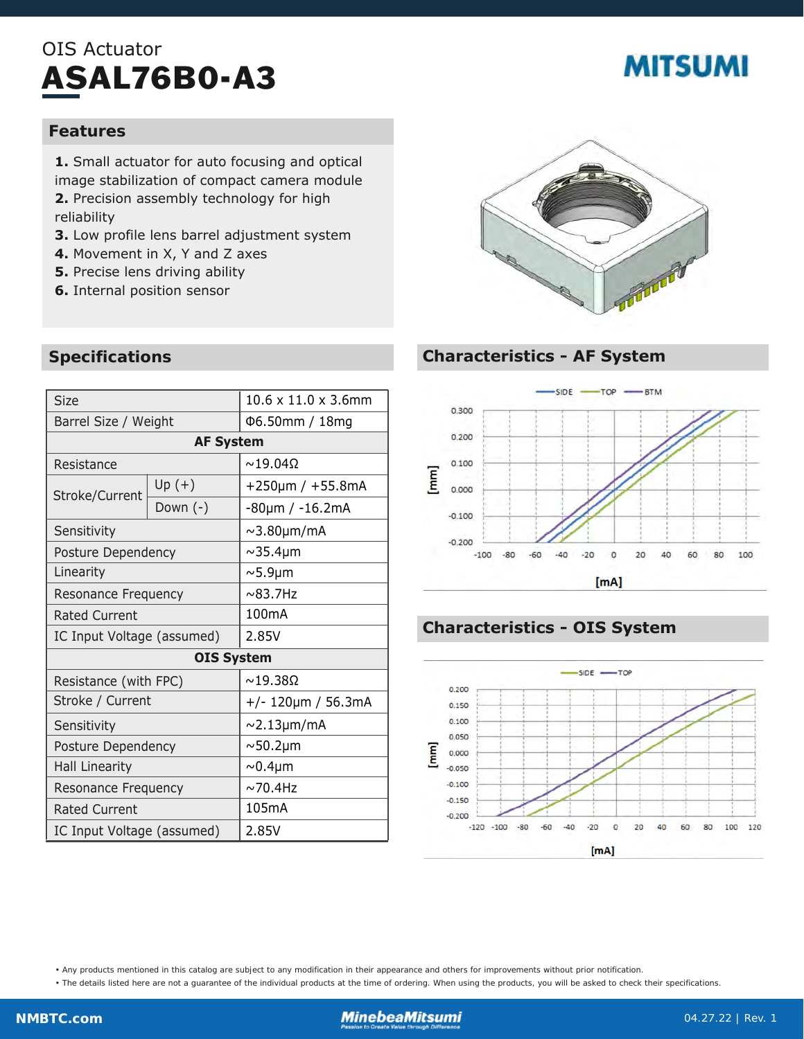OIS Actuator

# ASAL76B0-A3

MITSUMI

## Features

1. Small actuator for auto focusing and optical image stabilization of compact camera module
2. Precision assembly technology for high reliability
3. Low profile lens barrel adjustment system
4. Movement in X, Y and Z axes
5. Precise lens driving ability
6. Internal position sensor

## Specifications

| | | |
|---|---|---|
| Size | | 10.6 x 11.0 x 3.6mm |
| Barrel Size / Weight | | Φ6.50mm / 18mg |
| **AF System** | | |
| Resistance | | ~19.04Ω |
| Stroke/Current | Up (+) | +250μm / +55.8mA |
| | Down (-) | -80μm / -16.2mA |
| Sensitivity | | ~3.80μm/mA |
| Posture Dependency | | ~35.4μm |
| Linearity | | ~5.9μm |
| Resonance Frequency | | ~83.7Hz |
| Rated Current | | 100mA |
| IC Input Voltage (assumed) | | 2.85V |
| **OIS System** | | |
| Resistance (with FPC) | | ~19.38Ω |
| Stroke / Current | | +/- 120μm / 56.3mA |
| Sensitivity | | ~2.13μm/mA |
| Posture Dependency | | ~50.2μm |
| Hall Linearity | | ~0.4μm |
| Resonance Frequency | | ~70.4Hz |
| Rated Current | | 105mA |
| IC Input Voltage (assumed) | | 2.85V |

## Characteristics - AF System

## Characteristics - OIS System

• Any products mentioned in this catalog are subject to any modification in their appearance and others for improvements without prior notification.
• The details listed here are not a guarantee of the individual products at the time of ordering. When using the products, you will be asked to check their specifications.

NMBTC.com | MinebeaMitsumi | 04.27.22 | Rev. 1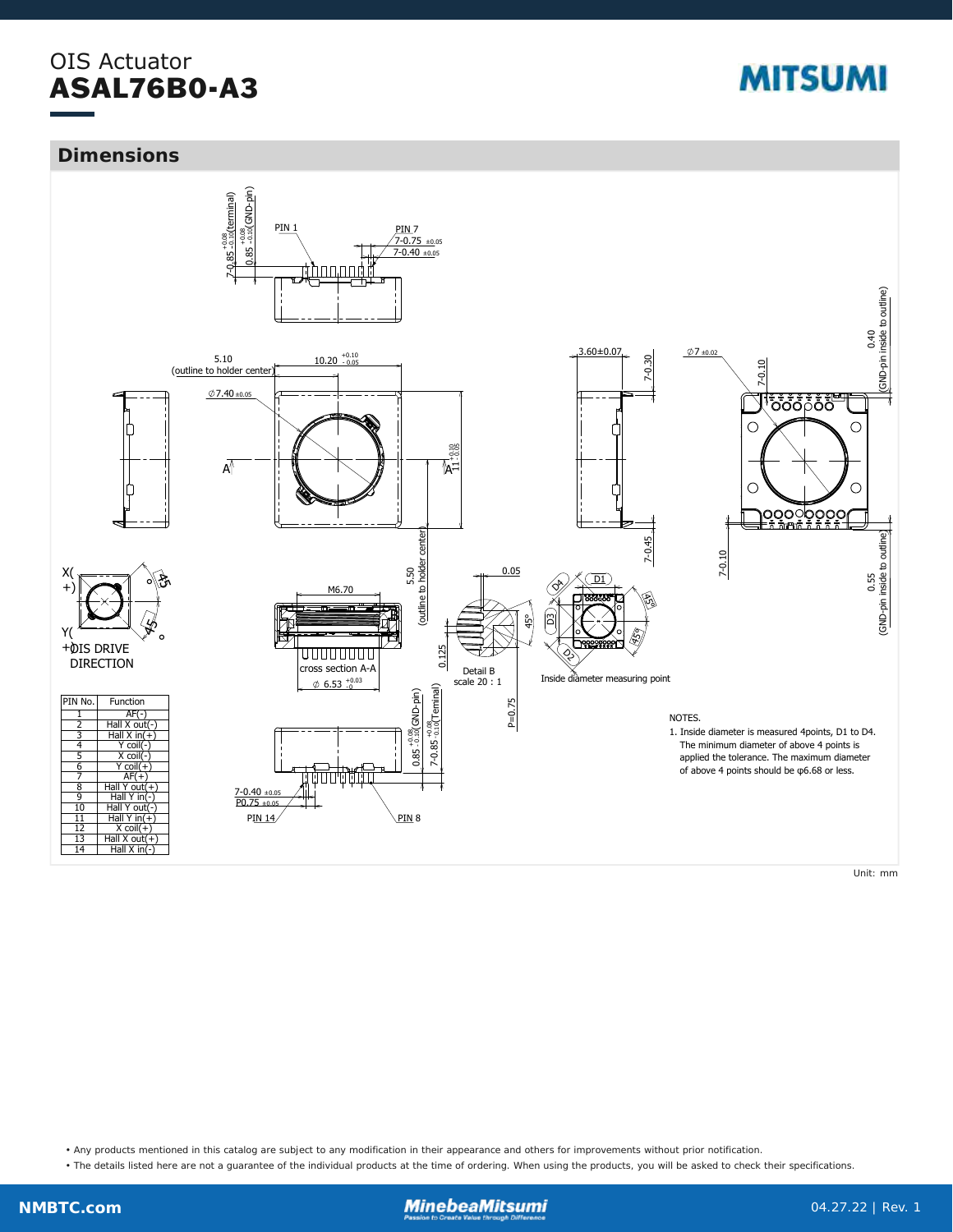OIS Actuator

# ASAL76B0-A3

MITSUMI

## Dimensions

PIN 1

PIN 7

7-0.75 ±0.05

7-0.40 ±0.05

7-0.85 +0.08 -0.10 (terminal)

0.85 +0.08 -0.10 (GND-pin)

5.10 (outline to holder center)

10.20 +0.10 -0.05

∅7.40 ±0.05

A

A

11 +0.10 -0.05

3.60±0.07

7-0.30

7-0.45

∅7 ±0.02

7-0.10

7-0.10

0.40 (GND-pin inside to outline)

0.55 (GND-pin inside to outline)

X(+)

Y(+)

45°

45°

OIS DRIVE DIRECTION

M6.70

5.50 (outline to holder center)

cross section A-A

∅ 6.53 +0.03 -0

0.05

45°

0.125

Detail B scale 20 : 1

P=0.75

D1

D2

D3

D4

45°

45°

Inside diameter measuring point

0.85 +0.08 -0.10 (GND-pin)

7-0.85 +0.08 -0.10 (Teminal)

7-0.40 ±0.05

P0.75 ±0.05

PIN 14

PIN 8

| PIN No. | Function |
|---|---|
| 1 | AF(-) |
| 2 | Hall X out(-) |
| 3 | Hall X in(+) |
| 4 | Y coil(-) |
| 5 | X coil(-) |
| 6 | Y coil(+) |
| 7 | AF(+) |
| 8 | Hall Y out(+) |
| 9 | Hall Y in(-) |
| 10 | Hall Y out(-) |
| 11 | Hall Y in(+) |
| 12 | X coil(+) |
| 13 | Hall X out(+) |
| 14 | Hall X in(-) |

NOTES.

1. Inside diameter is measured 4points, D1 to D4. The minimum diameter of above 4 points is applied the tolerance. The maximum diameter of above 4 points should be φ6.68 or less.

Unit: mm

- Any products mentioned in this catalog are subject to any modification in their appearance and others for improvements without prior notification.
- The details listed here are not a guarantee of the individual products at the time of ordering. When using the products, you will be asked to check their specifications.

NMBTC.com

MinebeaMitsumi

04.27.22 | Rev. 1